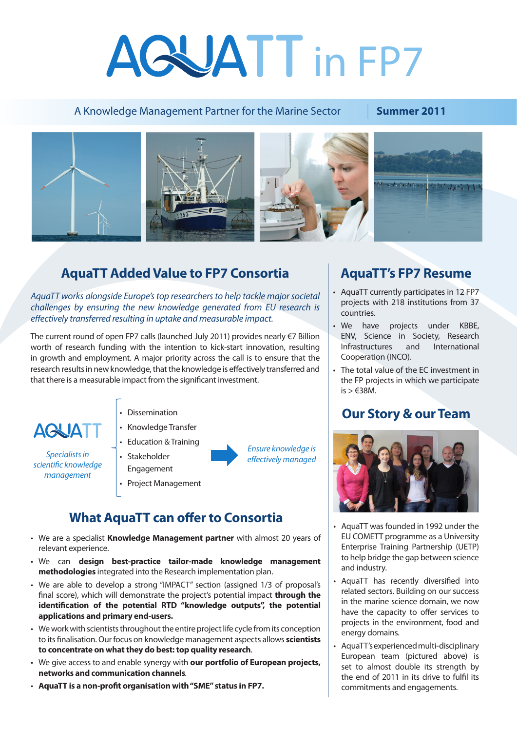# AQUATT in FP7

A Knowledge Management Partner for the Marine Sector | **Summer 2011**

## AquaTT Added Value to FP7 Consortia

*AquaTT works alongside Europe's top researchers to help tackle major societal challenges by ensuring the new knowledge generated from EU research is effectively transferred resulting in uptake and measurable impact.*

The current round of open FP7 calls (launched July 2011) provides nearly €7 Billion worth of research funding with the intention to kick-start innovation, resulting in growth and employment. A major priority across the call is to ensure that the research results in new knowledge, that the knowledge is effectively transferred and that there is a measurable impact from the significant investment.

AQUATT

*Specialists in scientific knowledge management*

- Dissemination
- Knowledge Transfer
- Education & Training
- Stakeholder Engagement
- Project Management

→ *Ensure knowledge is effectively managed*

## What AquaTT can offer to Consortia

- We are a specialist **Knowledge Management partner** with almost 20 years of relevant experience.
- We can **design best-practice tailor-made knowledge management methodologies** integrated into the Research implementation plan.
- We are able to develop a strong "IMPACT" section (assigned 1/3 of proposal's final score), which will demonstrate the project's potential impact **through the identification of the potential RTD "knowledge outputs", the potential applications and primary end-users.**
- We work with scientists throughout the entire project life cycle from its conception to its finalisation. Our focus on knowledge management aspects allows **scientists to concentrate on what they do best: top quality research**.
- We give access to and enable synergy with **our portfolio of European projects, networks and communication channels**.
- **AquaTT is a non-profit organisation with "SME" status in FP7.**

## AquaTT's FP7 Resume

- AquaTT currently participates in 12 FP7 projects with 218 institutions from 37 countries.
- We have projects under KBBE, ENV, Science in Society, Research Infrastructures and International Cooperation (INCO).
- The total value of the EC investment in the FP projects in which we participate is > €38M.

## Our Story & our Team

- AquaTT was founded in 1992 under the EU COMETT programme as a University Enterprise Training Partnership (UETP) to help bridge the gap between science and industry.
- AquaTT has recently diversified into related sectors. Building on our success in the marine science domain, we now have the capacity to offer services to projects in the environment, food and energy domains.
- AquaTT's experienced multi-disciplinary European team (pictured above) is set to almost double its strength by the end of 2011 in its drive to fulfil its commitments and engagements.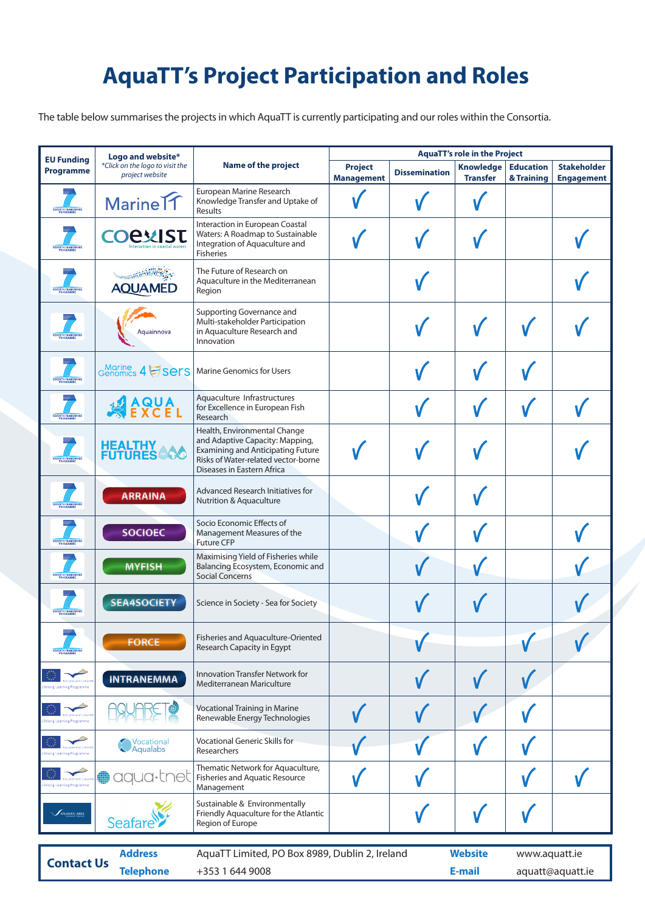# AquaTT's Project Participation and Roles

The table below summarises the projects in which AquaTT is currently participating and our roles within the Consortia.

| EU Funding Programme | Logo and website* *Click on the logo to visit the project website* | Name of the project | AquaTT's role in the Project | | | | |
|---|---|---|---|---|---|---|---|
| | | | Project Management | Dissemination | Knowledge Transfer | Education & Training | Stakeholder Engagement |
| SEVENTH FRAMEWORK PROGRAMME | MarineTT | European Marine Research Knowledge Transfer and Uptake of Results | √ | √ | √ | | |
| SEVENTH FRAMEWORK PROGRAMME | COEXIST Interaction in coastal waters | Interaction in European Coastal Waters: A Roadmap to Sustainable Integration of Aquaculture and Fisheries | √ | √ | √ | | √ |
| SEVENTH FRAMEWORK PROGRAMME | AQUAMED | The Future of Research on Aquaculture in the Mediterranean Region | | √ | | | √ |
| SEVENTH FRAMEWORK PROGRAMME | Aquainnova | Supporting Governance and Multi-stakeholder Participation in Aquaculture Research and Innovation | | √ | √ | √ | √ |
| SEVENTH FRAMEWORK PROGRAMME | Marine Genomics 4 Users | Marine Genomics for Users | | √ | √ | √ | |
| SEVENTH FRAMEWORK PROGRAMME | AQUAEXCEL | Aquaculture Infrastructures for Excellence in European Fish Research | | √ | √ | √ | √ |
| SEVENTH FRAMEWORK PROGRAMME | HEALTHY FUTURES | Health, Environmental Change and Adaptive Capacity: Mapping, Examining and Anticipating Future Risks of Water-related vector-borne Diseases in Eastern Africa | √ | √ | √ | | √ |
| SEVENTH FRAMEWORK PROGRAMME | ARRAINA | Advanced Research Initiatives for Nutrition & Aquaculture | | √ | √ | | |
| SEVENTH FRAMEWORK PROGRAMME | SOCIOEC | Socio Economic Effects of Management Measures of the Future CFP | | √ | √ | | √ |
| SEVENTH FRAMEWORK PROGRAMME | MYFISH | Maximising Yield of Fisheries while Balancing Ecosystem, Economic and Social Concerns | | √ | √ | | √ |
| SEVENTH FRAMEWORK PROGRAMME | SEA4SOCIETY | Science in Society - Sea for Society | | √ | √ | | √ |
| SEVENTH FRAMEWORK PROGRAMME | FORCE | Fisheries and Aquaculture-Oriented Research Capacity in Egypt | | √ | | √ | √ |
| Lifelong Learning Programme | INTRANEMMA | Innovation Transfer Network for Mediterranean Mariculture | | √ | √ | √ | |
| Lifelong Learning Programme | AQUARET | Vocational Training in Marine Renewable Energy Technologies | √ | √ | √ | √ | |
| Lifelong Learning Programme | Vocational Aqualabs | Vocational Generic Skills for Researchers | √ | √ | √ | √ | |
| Lifelong Learning Programme | aqua·tnet | Thematic Network for Aquaculture, Fisheries and Aquatic Resource Management | √ | √ | | √ | √ |
| ATLANTIC AREA | Seafare | Sustainable & Environmentally Friendly Aquaculture for the Atlantic Region of Europe | | √ | √ | √ | |

**Contact Us**

**Address** AquaTT Limited, PO Box 8989, Dublin 2, Ireland
**Telephone** +353 1 644 9008
**Website** www.aquatt.ie
**E-mail** aquatt@aquatt.ie